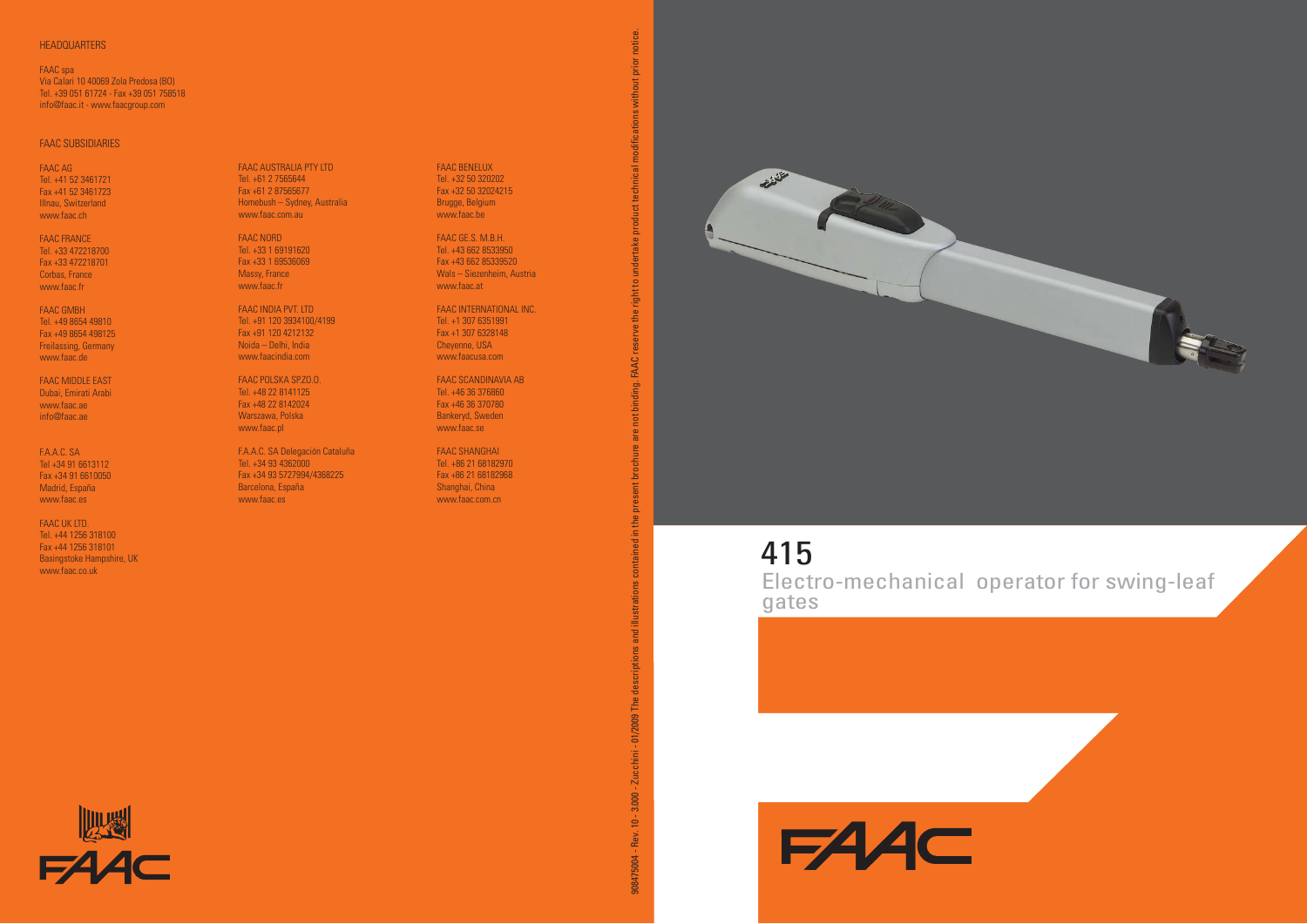HEADQUARTERS

FAAC spa
Via Calari 10 40069 Zola Predosa (BO)
Tel. +39 051 61724 - Fax +39 051 758518
info@faac.it - www.faacgroup.com

FAAC SUBSIDIARIES

FAAC AG
Tel. +41 52 3461721
Fax +41 52 3461723
Illnau, Switzerland
www.faac.ch

FAAC FRANCE
Tel. +33 472218700
Fax +33 472218701
Corbas, France
www.faac.fr

FAAC GMBH
Tel. +49 8654 49810
Fax +49 8654 498125
Freilassing, Germany
www.faac.de

FAAC MIDDLE EAST
Dubai, Emirati Arabi
www.faac.ae
info@faac.ae

F.A.A.C. SA
Tel +34 91 6613112
Fax +34 91 6610050
Madrid, España
www.faac.es

FAAC UK LTD.
Tel. +44 1256 318100
Fax +44 1256 318101
Basingstoke Hampshire, UK
www.faac.co.uk

FAAC AUSTRALIA PTY LTD
Tel. +61 2 7565644
Fax +61 2 87565677
Homebush – Sydney, Australia
www.faac.com.au

FAAC NORD
Tel. +33 1 69191620
Fax +33 1 69536069
Massy, France
www.faac.fr

FAAC INDIA PVT. LTD
Tel. +91 120 3934100/4199
Fax +91 120 4212132
Noida – Delhi, India
www.faacindia.com

FAAC POLSKA SP.ZO.O.
Tel. +48 22 8141125
Fax +48 22 8142024
Warszawa, Polska
www.faac.pl

F.A.A.C. SA Delegación Cataluña
Tel. +34 93 4362000
Fax +34 93 5727994/4368225
Barcelona, España
www.faac.es

FAAC BENELUX
Tel. +32 50 320202
Fax +32 50 32024215
Brugge, Belgium
www.faac.be

FAAC GE.S. M.B.H.
Tel. +43 662 8533950
Fax +43 662 85339520
Wals – Siezenheim, Austria
www.faac.at

FAAC INTERNATIONAL INC.
Tel. +1 307 6351991
Fax +1 307 6328148
Cheyenne, USA
www.faacusa.com

FAAC SCANDINAVIA AB
Tel. +46 36 376860
Fax +46 36 370780
Bankeryd, Sweden
www.faac.se

FAAC SHANGHAI
Tel. +86 21 68182970
Fax +86 21 68182968
Shanghai, China
www.faac.com.cn

908475004 - Rev. 10 - 3.000 - Zucchini - 01/2009 The descriptions and illustrations contained in the present brochure are not binding. FAAC reserve the right to undertake product technical modifications without prior notice.

# 415

## Electro-mechanical operator for swing-leaf gates

FAAC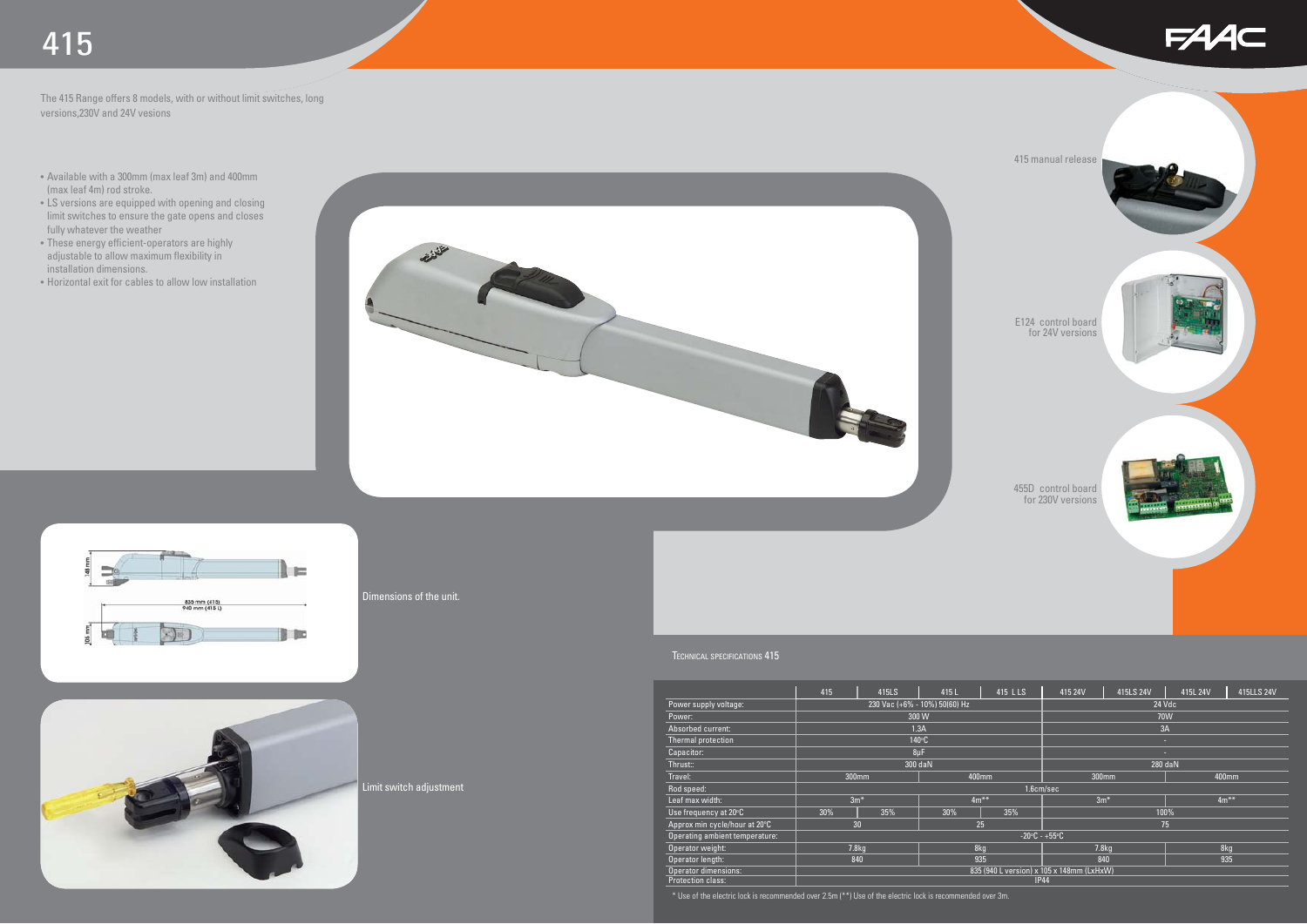# 415

The 415 Range offers 8 models, with or without limit switches, long versions,230V and 24V vesions

- Available with a 300mm (max leaf 3m) and 400mm (max leaf 4m) rod stroke.
- LS versions are equipped with opening and closing limit switches to ensure the gate opens and closes fully whatever the weather
- These energy efficient-operators are highly adjustable to allow maximum flexibility in installation dimensions.
- Horizontal exit for cables to allow low installation

415 manual release

E124 control board for 24V versions

455D control board for 230V versions

Dimensions of the unit.

Limit switch adjustment

Technical specifications 415

| | 415 | 415LS | 415 L | 415 LLS | 415 24V | 415LS 24V | 415L 24V | 415LLS 24V |
|---|---|---|---|---|---|---|---|---|
| Power supply voltage: | 230 Vac (+6% - 10%) 50(60) Hz | | | | 24 Vdc | | | |
| Power: | 300 W | | | | 70W | | | |
| Absorbed current: | 1.3A | | | | 3A | | | |
| Thermal protection | 140°C | | | | - | | | |
| Capacitor: | 8μF | | | | - | | | |
| Thrust:: | 300 daN | | | | 280 daN | | | |
| Travel: | 300mm | | 400mm | | 300mm | | 400mm | |
| Rod speed: | 1.6cm/sec | | | | | | | |
| Leaf max width: | 3m* | | 4m** | | 3m* | | 4m** | |
| Use frequency at 20°C | 30% | 35% | 30% | 35% | 100% | | | |
| Approx min cycle/hour at 20°C | 30 | | 25 | | 75 | | | |
| Operating ambient temperature: | -20°C - +55°C | | | | | | | |
| Operator weight: | 7.8kg | | 8kg | | 7.8kg | | 8kg | |
| Operator length: | 840 | | 935 | | 840 | | 935 | |
| Operator dimensions: | 835 (940 L version) x 105 x 148mm (LxHxW) | | | | | | | |
| Protection class: | IP44 | | | | | | | |

* Use of the electric lock is recommended over 2.5m (**) Use of the electric lock is recommended over 3m.